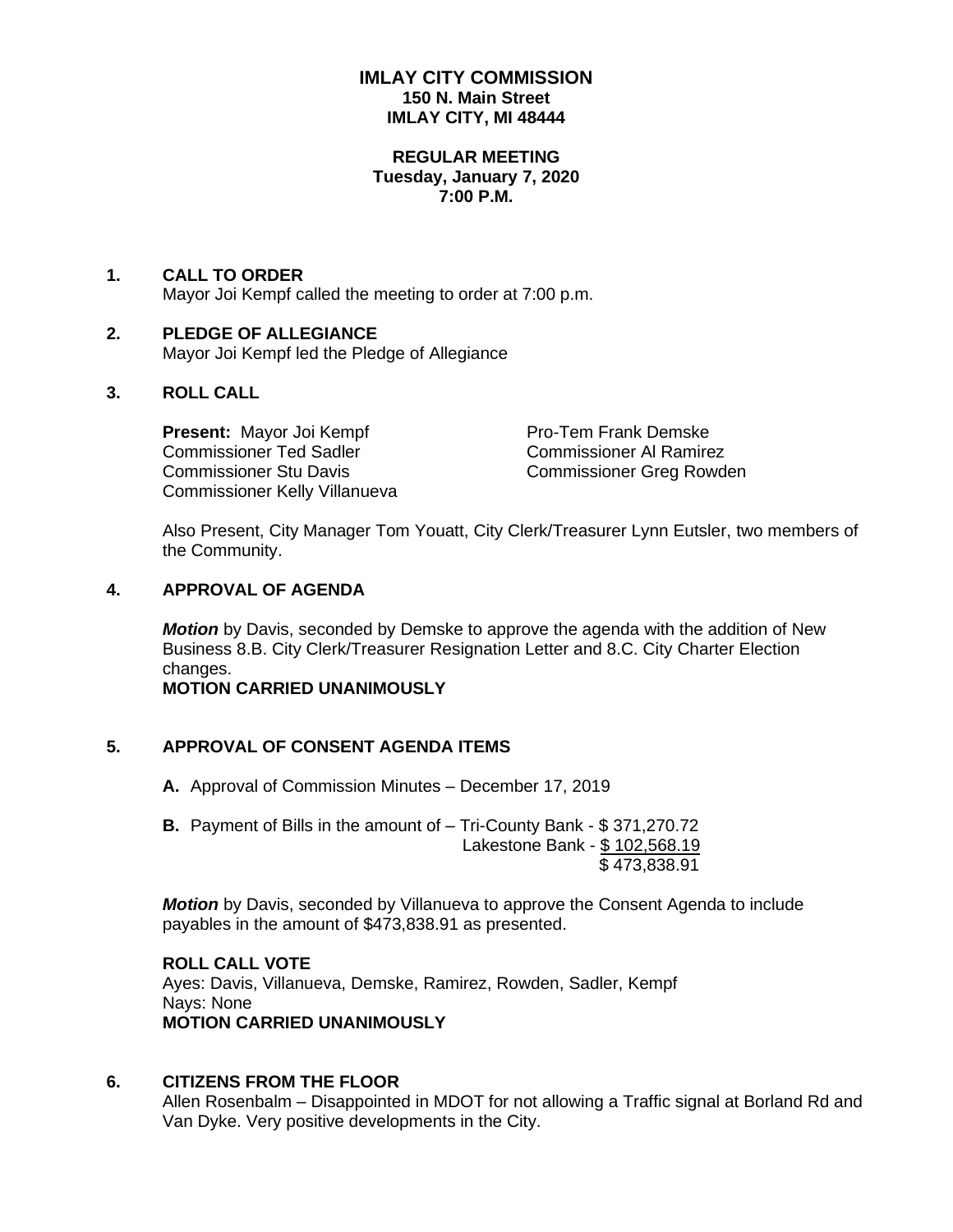# IMLAY CITY COMMISSION

**150 N. Main Street**
**IMLAY CITY, MI 48444**

**REGULAR MEETING**
**Tuesday, January 7, 2020**
**7:00 P.M.**

## 1. CALL TO ORDER

Mayor Joi Kempf called the meeting to order at 7:00 p.m.

## 2. PLEDGE OF ALLEGIANCE

Mayor Joi Kempf led the Pledge of Allegiance

## 3. ROLL CALL

**Present:** Mayor Joi Kempf
Pro-Tem Frank Demske
Commissioner Ted Sadler
Commissioner Al Ramirez
Commissioner Stu Davis
Commissioner Greg Rowden
Commissioner Kelly Villanueva

Also Present, City Manager Tom Youatt, City Clerk/Treasurer Lynn Eutsler, two members of the Community.

## 4. APPROVAL OF AGENDA

***Motion*** by Davis, seconded by Demske to approve the agenda with the addition of New Business 8.B. City Clerk/Treasurer Resignation Letter and 8.C. City Charter Election changes.
**MOTION CARRIED UNANIMOUSLY**

## 5. APPROVAL OF CONSENT AGENDA ITEMS

**A.** Approval of Commission Minutes – December 17, 2019

**B.** Payment of Bills in the amount of – Tri-County Bank - $ 371,270.72
Lakestone Bank - $ 102,568.19
$ 473,838.91

***Motion*** by Davis, seconded by Villanueva to approve the Consent Agenda to include payables in the amount of $473,838.91 as presented.

**ROLL CALL VOTE**
Ayes: Davis, Villanueva, Demske, Ramirez, Rowden, Sadler, Kempf
Nays: None
**MOTION CARRIED UNANIMOUSLY**

## 6. CITIZENS FROM THE FLOOR

Allen Rosenbalm – Disappointed in MDOT for not allowing a Traffic signal at Borland Rd and Van Dyke. Very positive developments in the City.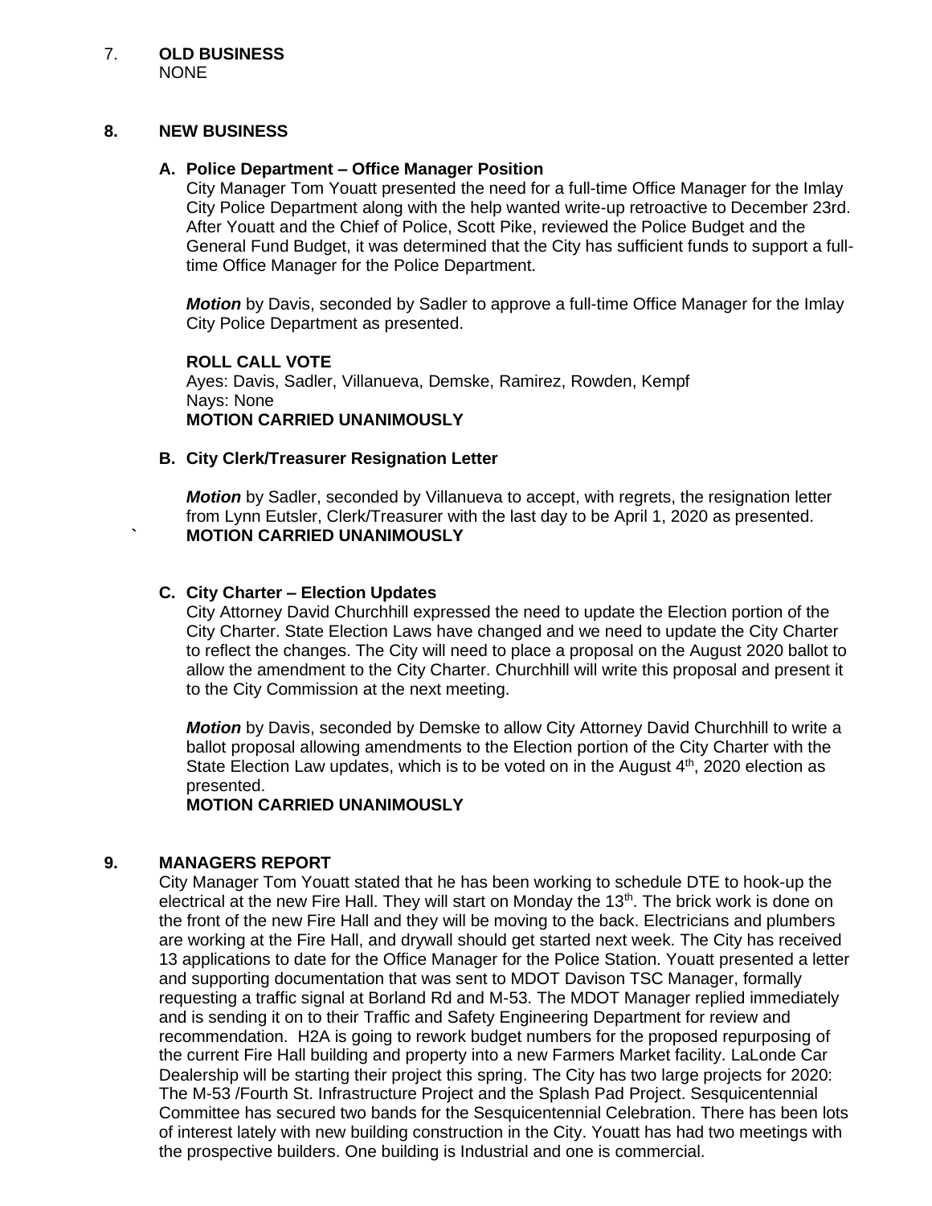7. **OLD BUSINESS**
NONE

## 8. NEW BUSINESS

### A. Police Department – Office Manager Position

City Manager Tom Youatt presented the need for a full-time Office Manager for the Imlay City Police Department along with the help wanted write-up retroactive to December 23rd. After Youatt and the Chief of Police, Scott Pike, reviewed the Police Budget and the General Fund Budget, it was determined that the City has sufficient funds to support a full-time Office Manager for the Police Department.

***Motion*** by Davis, seconded by Sadler to approve a full-time Office Manager for the Imlay City Police Department as presented.

**ROLL CALL VOTE**
Ayes: Davis, Sadler, Villanueva, Demske, Ramirez, Rowden, Kempf
Nays: None
**MOTION CARRIED UNANIMOUSLY**

### B. City Clerk/Treasurer Resignation Letter

***Motion*** by Sadler, seconded by Villanueva to accept, with regrets, the resignation letter from Lynn Eutsler, Clerk/Treasurer with the last day to be April 1, 2020 as presented.
` **MOTION CARRIED UNANIMOUSLY**

### C. City Charter – Election Updates

City Attorney David Churchhill expressed the need to update the Election portion of the City Charter. State Election Laws have changed and we need to update the City Charter to reflect the changes. The City will need to place a proposal on the August 2020 ballot to allow the amendment to the City Charter. Churchhill will write this proposal and present it to the City Commission at the next meeting.

***Motion*** by Davis, seconded by Demske to allow City Attorney David Churchhill to write a ballot proposal allowing amendments to the Election portion of the City Charter with the State Election Law updates, which is to be voted on in the August 4th, 2020 election as presented.
**MOTION CARRIED UNANIMOUSLY**

## 9. MANAGERS REPORT

City Manager Tom Youatt stated that he has been working to schedule DTE to hook-up the electrical at the new Fire Hall. They will start on Monday the 13th. The brick work is done on the front of the new Fire Hall and they will be moving to the back. Electricians and plumbers are working at the Fire Hall, and drywall should get started next week. The City has received 13 applications to date for the Office Manager for the Police Station. Youatt presented a letter and supporting documentation that was sent to MDOT Davison TSC Manager, formally requesting a traffic signal at Borland Rd and M-53. The MDOT Manager replied immediately and is sending it on to their Traffic and Safety Engineering Department for review and recommendation. H2A is going to rework budget numbers for the proposed repurposing of the current Fire Hall building and property into a new Farmers Market facility. LaLonde Car Dealership will be starting their project this spring. The City has two large projects for 2020: The M-53 /Fourth St. Infrastructure Project and the Splash Pad Project. Sesquicentennial Committee has secured two bands for the Sesquicentennial Celebration. There has been lots of interest lately with new building construction in the City. Youatt has had two meetings with the prospective builders. One building is Industrial and one is commercial.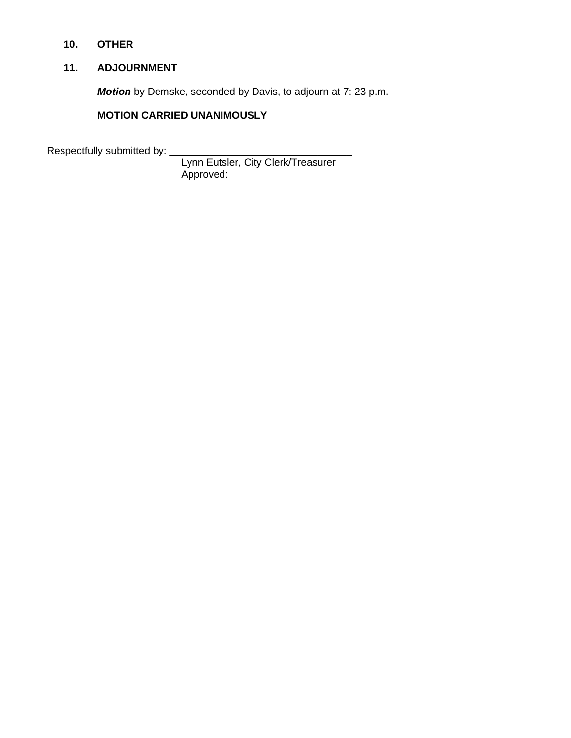**10. OTHER**

**11. ADJOURNMENT**

***Motion*** by Demske, seconded by Davis, to adjourn at 7: 23 p.m.

**MOTION CARRIED UNANIMOUSLY**

Respectfully submitted by: ________________________________
Lynn Eutsler, City Clerk/Treasurer
Approved: